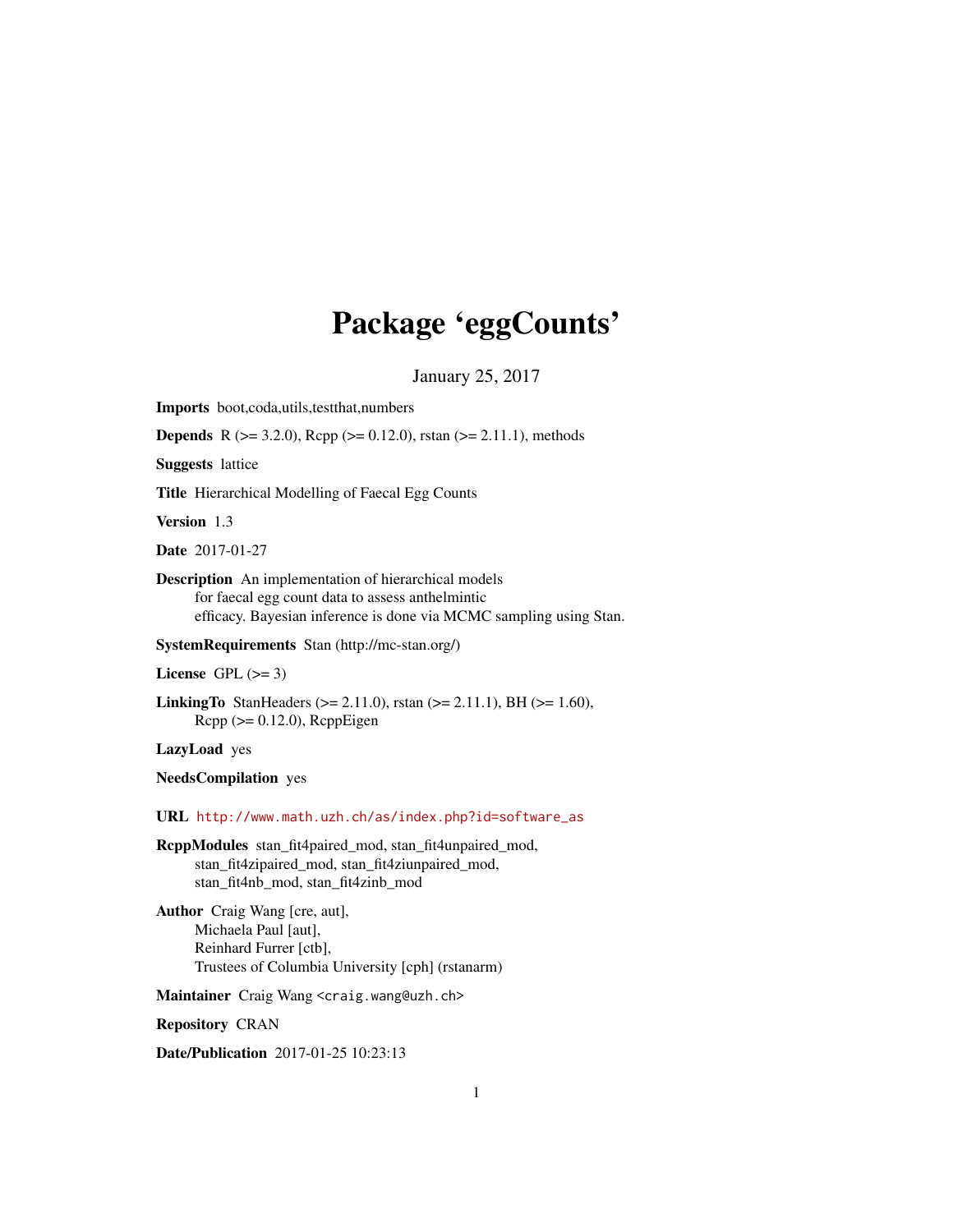# Package 'eggCounts'

January 25, 2017

**Imports** boot,coda,utils,testthat,numbers

**Depends** R (>= 3.2.0), Rcpp (>= 0.12.0), rstan (>= 2.11.1), methods

**Suggests** lattice

**Title** Hierarchical Modelling of Faecal Egg Counts

**Version** 1.3

**Date** 2017-01-27

**Description** An implementation of hierarchical models for faecal egg count data to assess anthelmintic efficacy. Bayesian inference is done via MCMC sampling using Stan.

**SystemRequirements** Stan (http://mc-stan.org/)

**License** GPL (>= 3)

**LinkingTo** StanHeaders (>= 2.11.0), rstan (>= 2.11.1), BH (>= 1.60), Rcpp (>= 0.12.0), RcppEigen

**LazyLoad** yes

**NeedsCompilation** yes

**URL** http://www.math.uzh.ch/as/index.php?id=software_as

**RcppModules** stan_fit4paired_mod, stan_fit4unpaired_mod, stan_fit4zipaired_mod, stan_fit4ziunpaired_mod, stan_fit4nb_mod, stan_fit4zinb_mod

**Author** Craig Wang [cre, aut], Michaela Paul [aut], Reinhard Furrer [ctb], Trustees of Columbia University [cph] (rstanarm)

**Maintainer** Craig Wang <craig.wang@uzh.ch>

**Repository** CRAN

**Date/Publication** 2017-01-25 10:23:13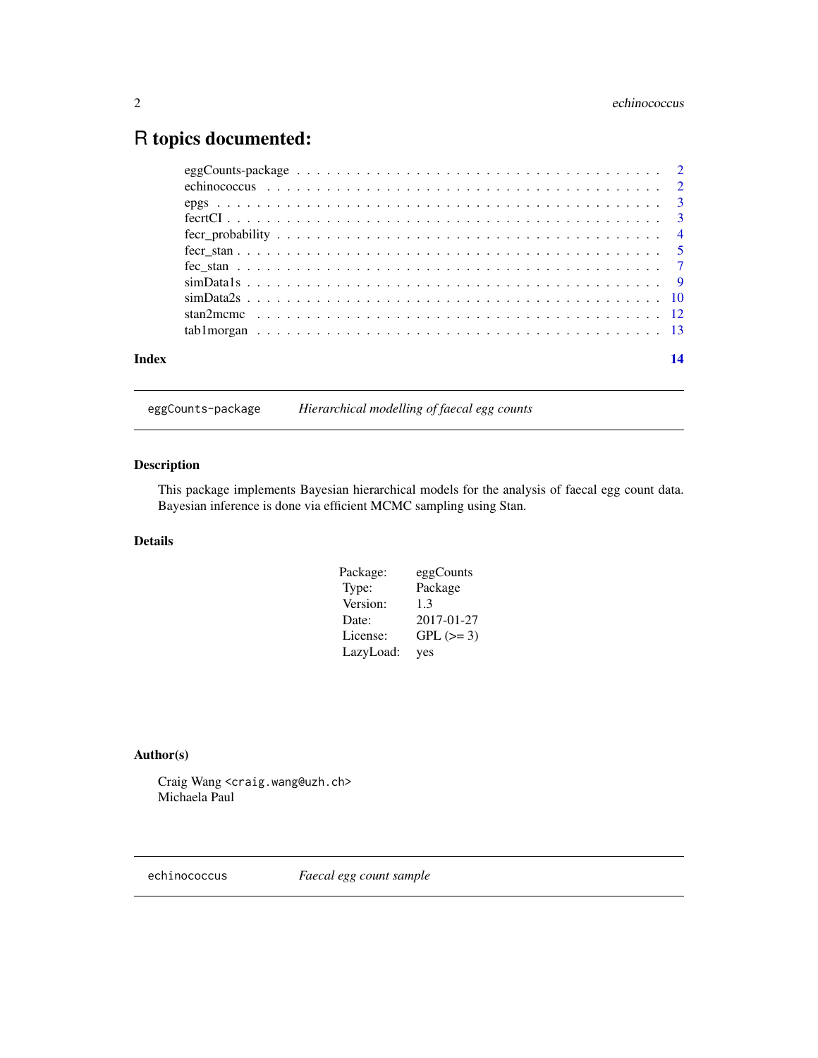# R topics documented:

| | |
|---|---|
| eggCounts-package | 2 |
| echinococcus | 2 |
| epgs | 3 |
| fecrtCI | 3 |
| fecr_probability | 4 |
| fecr_stan | 5 |
| fec_stan | 7 |
| simData1s | 9 |
| simData2s | 10 |
| stan2mcmc | 12 |
| tab1morgan | 13 |

**Index** 14

---

## eggCounts-package — *Hierarchical modelling of faecal egg counts*

### Description

This package implements Bayesian hierarchical models for the analysis of faecal egg count data. Bayesian inference is done via efficient MCMC sampling using Stan.

### Details

| | |
|---|---|
| Package: | eggCounts |
| Type: | Package |
| Version: | 1.3 |
| Date: | 2017-01-27 |
| License: | GPL (>= 3) |
| LazyLoad: | yes |

### Author(s)

Craig Wang <craig.wang@uzh.ch>
Michaela Paul

---

## echinococcus — *Faecal egg count sample*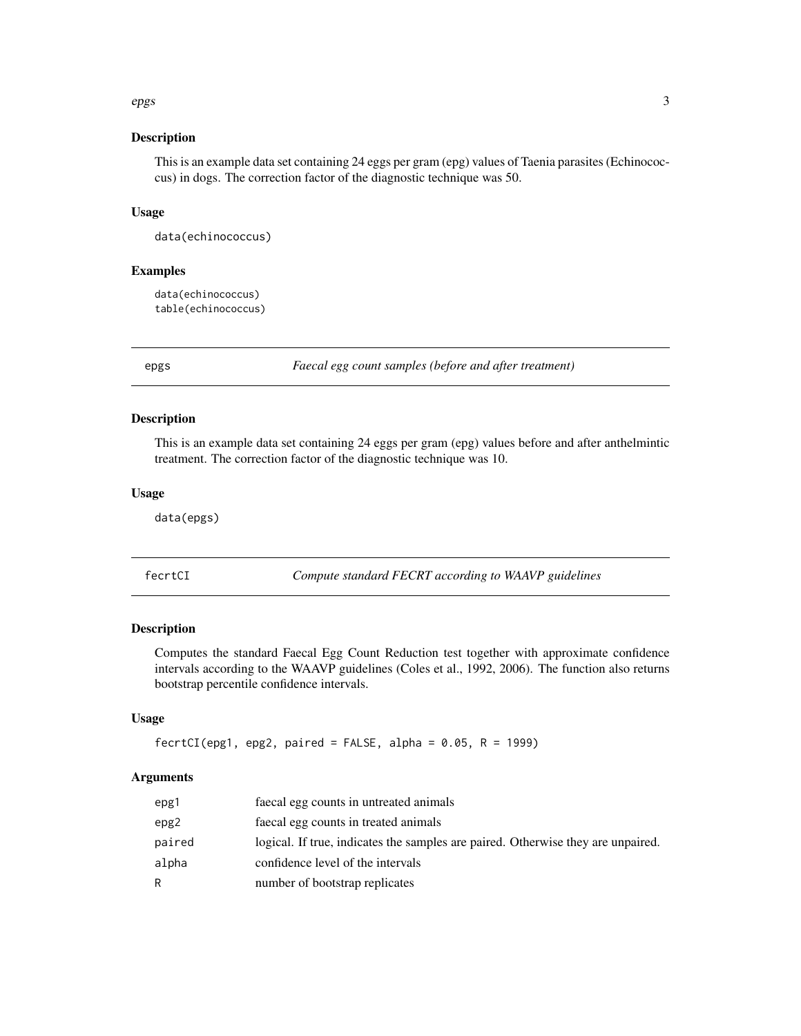## Description

This is an example data set containing 24 eggs per gram (epg) values of Taenia parasites (Echinococcus) in dogs. The correction factor of the diagnostic technique was 50.

## Usage

```
data(echinococcus)
```

## Examples

```
data(echinococcus)
table(echinococcus)
```

---

# epgs — *Faecal egg count samples (before and after treatment)*

## Description

This is an example data set containing 24 eggs per gram (epg) values before and after anthelmintic treatment. The correction factor of the diagnostic technique was 10.

## Usage

```
data(epgs)
```

---

# fecrtCI — *Compute standard FECRT according to WAAVP guidelines*

## Description

Computes the standard Faecal Egg Count Reduction test together with approximate confidence intervals according to the WAAVP guidelines (Coles et al., 1992, 2006). The function also returns bootstrap percentile confidence intervals.

## Usage

```
fecrtCI(epg1, epg2, paired = FALSE, alpha = 0.05, R = 1999)
```

## Arguments

| | |
|---|---|
| epg1 | faecal egg counts in untreated animals |
| epg2 | faecal egg counts in treated animals |
| paired | logical. If true, indicates the samples are paired. Otherwise they are unpaired. |
| alpha | confidence level of the intervals |
| R | number of bootstrap replicates |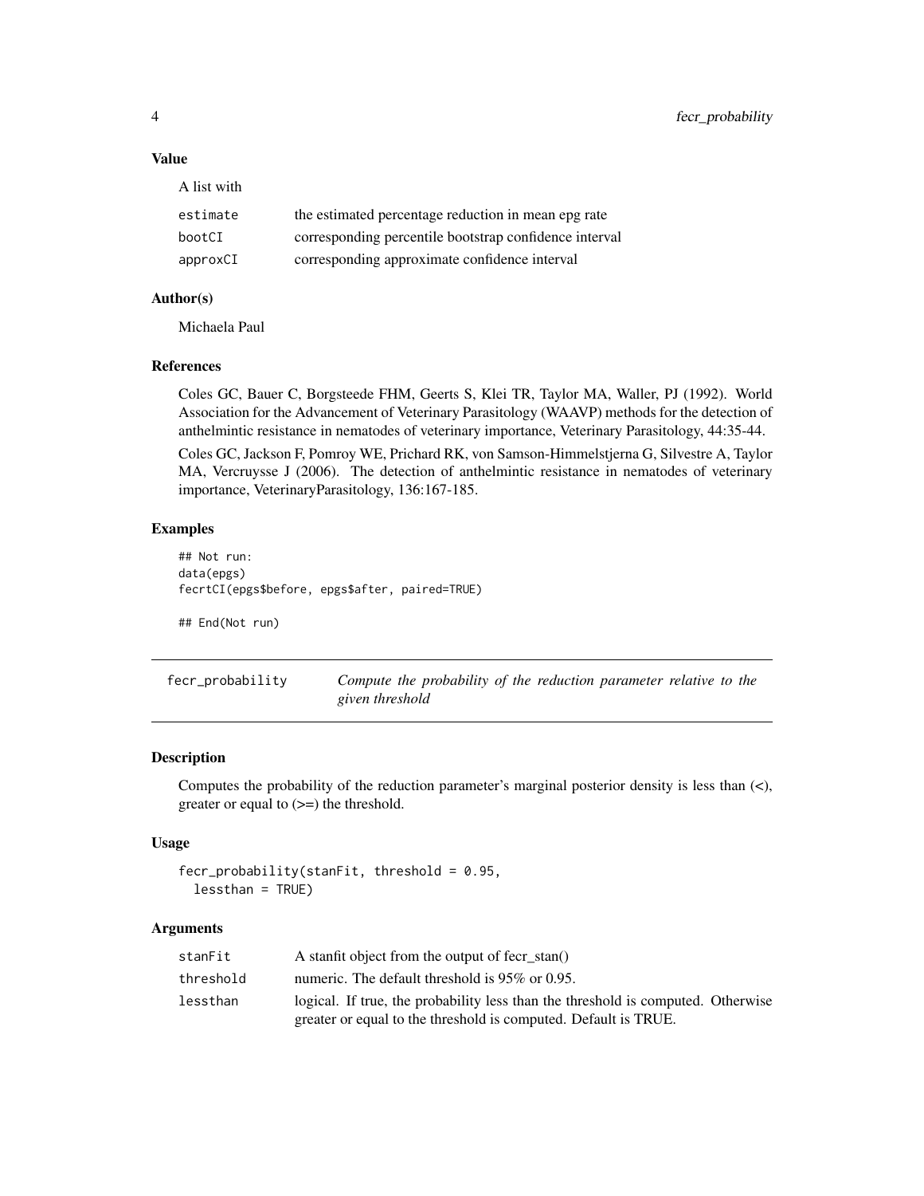### Value

A list with

| | |
|---|---|
| estimate | the estimated percentage reduction in mean epg rate |
| bootCI | corresponding percentile bootstrap confidence interval |
| approxCI | corresponding approximate confidence interval |

### Author(s)

Michaela Paul

### References

Coles GC, Bauer C, Borgsteede FHM, Geerts S, Klei TR, Taylor MA, Waller, PJ (1992). World Association for the Advancement of Veterinary Parasitology (WAAVP) methods for the detection of anthelmintic resistance in nematodes of veterinary importance, Veterinary Parasitology, 44:35-44.

Coles GC, Jackson F, Pomroy WE, Prichard RK, von Samson-Himmelstjerna G, Silvestre A, Taylor MA, Vercruysse J (2006). The detection of anthelmintic resistance in nematodes of veterinary importance, VeterinaryParasitology, 136:167-185.

### Examples

```
## Not run:
data(epgs)
fecrtCI(epgs$before, epgs$after, paired=TRUE)

## End(Not run)
```

---

## fecr_probability    *Compute the probability of the reduction parameter relative to the given threshold*

---

### Description

Computes the probability of the reduction parameter's marginal posterior density is less than (<), greater or equal to (>=) the threshold.

### Usage

```
fecr_probability(stanFit, threshold = 0.95,
  lessthan = TRUE)
```

### Arguments

| | |
|---|---|
| stanFit | A stanfit object from the output of fecr_stan() |
| threshold | numeric. The default threshold is 95% or 0.95. |
| lessthan | logical. If true, the probability less than the threshold is computed. Otherwise greater or equal to the threshold is computed. Default is TRUE. |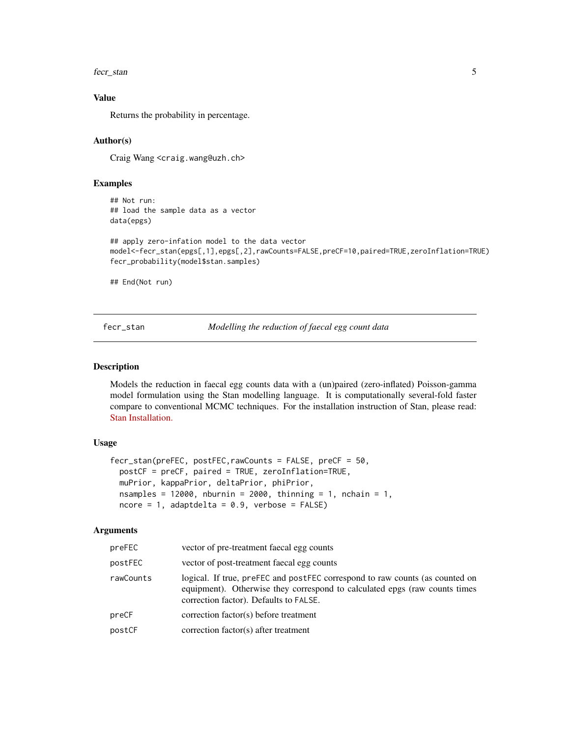### Value

Returns the probability in percentage.

### Author(s)

Craig Wang <craig.wang@uzh.ch>

### Examples

```
## Not run:
## load the sample data as a vector
data(epgs)

## apply zero-infation model to the data vector
model<-fecr_stan(epgs[,1],epgs[,2],rawCounts=FALSE,preCF=10,paired=TRUE,zeroInflation=TRUE)
fecr_probability(model$stan.samples)

## End(Not run)
```

---

## fecr_stan    *Modelling the reduction of faecal egg count data*

### Description

Models the reduction in faecal egg counts data with a (un)paired (zero-inflated) Poisson-gamma model formulation using the Stan modelling language. It is computationally several-fold faster compare to conventional MCMC techniques. For the installation instruction of Stan, please read: Stan Installation.

### Usage

```
fecr_stan(preFEC, postFEC,rawCounts = FALSE, preCF = 50,
  postCF = preCF, paired = TRUE, zeroInflation=TRUE,
  muPrior, kappaPrior, deltaPrior, phiPrior,
  nsamples = 12000, nburnin = 2000, thinning = 1, nchain = 1,
  ncore = 1, adaptdelta = 0.9, verbose = FALSE)
```

### Arguments

| | |
|---|---|
| preFEC | vector of pre-treatment faecal egg counts |
| postFEC | vector of post-treatment faecal egg counts |
| rawCounts | logical. If true, preFEC and postFEC correspond to raw counts (as counted on equipment). Otherwise they correspond to calculated epgs (raw counts times correction factor). Defaults to FALSE. |
| preCF | correction factor(s) before treatment |
| postCF | correction factor(s) after treatment |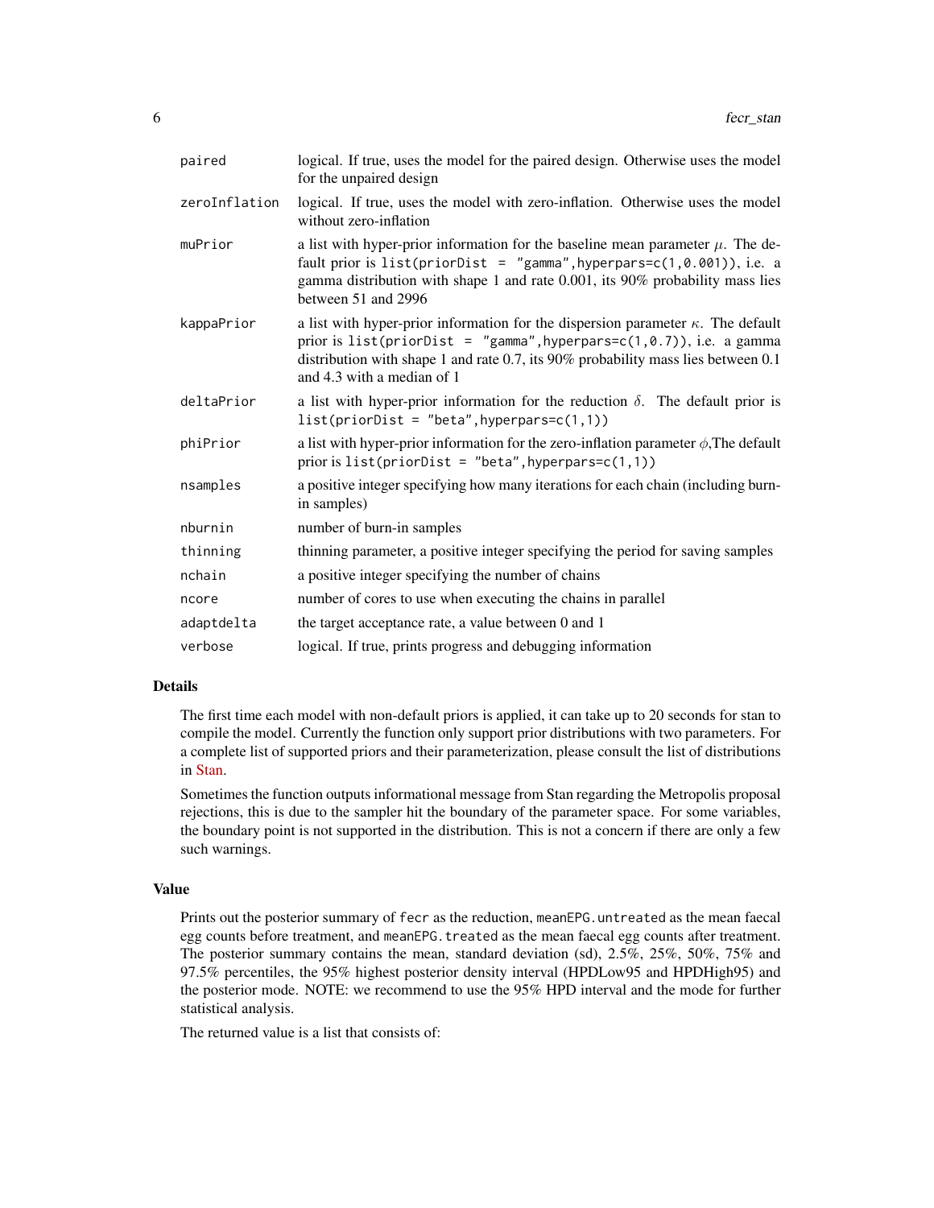| | |
|---|---|
| paired | logical. If true, uses the model for the paired design. Otherwise uses the model for the unpaired design |
| zeroInflation | logical. If true, uses the model with zero-inflation. Otherwise uses the model without zero-inflation |
| muPrior | a list with hyper-prior information for the baseline mean parameter $\mu$. The default prior is `list(priorDist = "gamma",hyperpars=c(1,0.001))`, i.e. a gamma distribution with shape 1 and rate 0.001, its 90% probability mass lies between 51 and 2996 |
| kappaPrior | a list with hyper-prior information for the dispersion parameter $\kappa$. The default prior is `list(priorDist = "gamma",hyperpars=c(1,0.7))`, i.e. a gamma distribution with shape 1 and rate 0.7, its 90% probability mass lies between 0.1 and 4.3 with a median of 1 |
| deltaPrior | a list with hyper-prior information for the reduction $\delta$. The default prior is `list(priorDist = "beta",hyperpars=c(1,1))` |
| phiPrior | a list with hyper-prior information for the zero-inflation parameter $\phi$,The default prior is `list(priorDist = "beta",hyperpars=c(1,1))` |
| nsamples | a positive integer specifying how many iterations for each chain (including burn-in samples) |
| nburnin | number of burn-in samples |
| thinning | thinning parameter, a positive integer specifying the period for saving samples |
| nchain | a positive integer specifying the number of chains |
| ncore | number of cores to use when executing the chains in parallel |
| adaptdelta | the target acceptance rate, a value between 0 and 1 |
| verbose | logical. If true, prints progress and debugging information |

## Details

The first time each model with non-default priors is applied, it can take up to 20 seconds for stan to compile the model. Currently the function only support prior distributions with two parameters. For a complete list of supported priors and their parameterization, please consult the list of distributions in Stan.

Sometimes the function outputs informational message from Stan regarding the Metropolis proposal rejections, this is due to the sampler hit the boundary of the parameter space. For some variables, the boundary point is not supported in the distribution. This is not a concern if there are only a few such warnings.

## Value

Prints out the posterior summary of `fecr` as the reduction, `meanEPG.untreated` as the mean faecal egg counts before treatment, and `meanEPG.treated` as the mean faecal egg counts after treatment. The posterior summary contains the mean, standard deviation (sd), 2.5%, 25%, 50%, 75% and 97.5% percentiles, the 95% highest posterior density interval (HPDLow95 and HPDHigh95) and the posterior mode. NOTE: we recommend to use the 95% HPD interval and the mode for further statistical analysis.

The returned value is a list that consists of: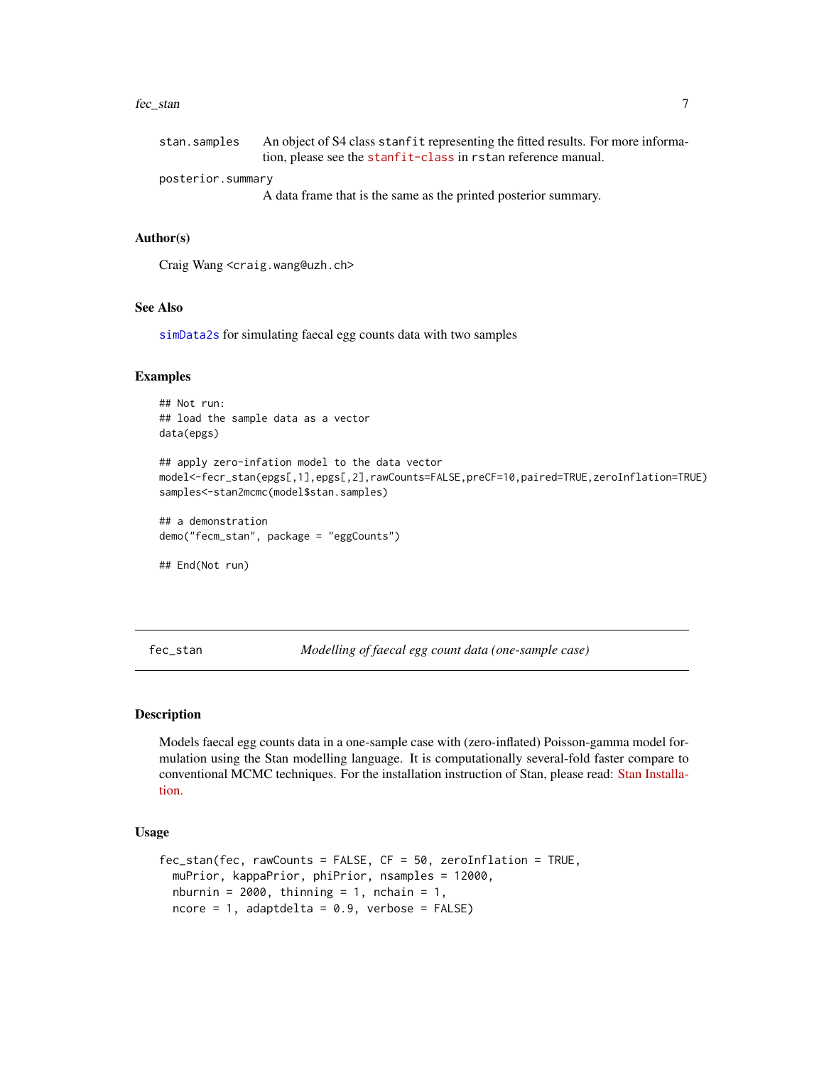stan.samples
: An object of S4 class `stanfit` representing the fitted results. For more information, please see the stanfit-class in `rstan` reference manual.

posterior.summary
: A data frame that is the same as the printed posterior summary.

### Author(s)

Craig Wang <craig.wang@uzh.ch>

### See Also

simData2s for simulating faecal egg counts data with two samples

### Examples

```
## Not run:
## load the sample data as a vector
data(epgs)

## apply zero-infation model to the data vector
model<-fecr_stan(epgs[,1],epgs[,2],rawCounts=FALSE,preCF=10,paired=TRUE,zeroInflation=TRUE)
samples<-stan2mcmc(model$stan.samples)

## a demonstration
demo("fecm_stan", package = "eggCounts")

## End(Not run)
```

---

## fec_stan — *Modelling of faecal egg count data (one-sample case)*

### Description

Models faecal egg counts data in a one-sample case with (zero-inflated) Poisson-gamma model formulation using the Stan modelling language. It is computationally several-fold faster compare to conventional MCMC techniques. For the installation instruction of Stan, please read: Stan Installation.

### Usage

```
fec_stan(fec, rawCounts = FALSE, CF = 50, zeroInflation = TRUE,
  muPrior, kappaPrior, phiPrior, nsamples = 12000,
  nburnin = 2000, thinning = 1, nchain = 1,
  ncore = 1, adaptdelta = 0.9, verbose = FALSE)
```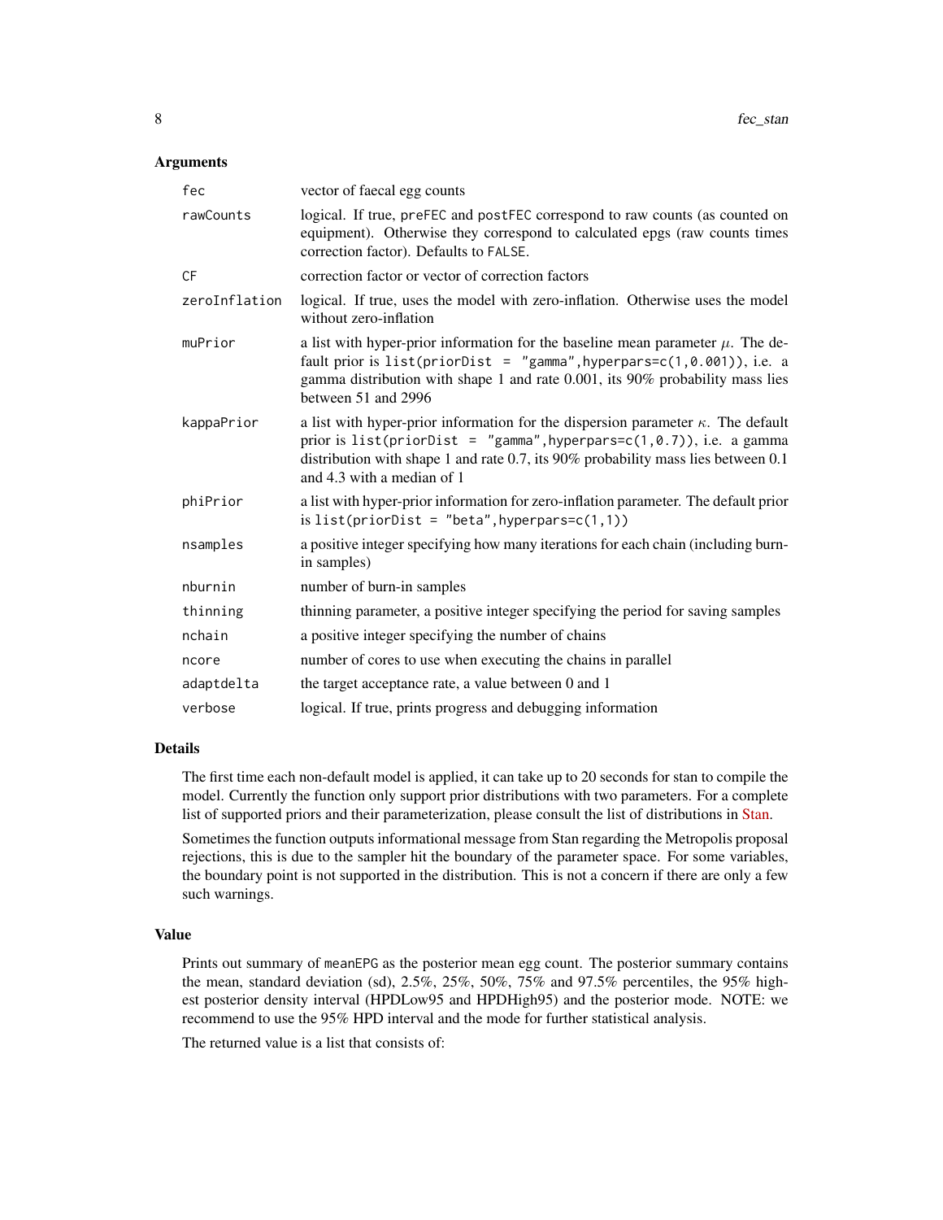### Arguments

| | |
|---|---|
| `fec` | vector of faecal egg counts |
| `rawCounts` | logical. If true, `preFEC` and `postFEC` correspond to raw counts (as counted on equipment). Otherwise they correspond to calculated epgs (raw counts times correction factor). Defaults to `FALSE`. |
| `CF` | correction factor or vector of correction factors |
| `zeroInflation` | logical. If true, uses the model with zero-inflation. Otherwise uses the model without zero-inflation |
| `muPrior` | a list with hyper-prior information for the baseline mean parameter $\mu$. The default prior is `list(priorDist = "gamma",hyperpars=c(1,0.001))`, i.e. a gamma distribution with shape 1 and rate 0.001, its 90% probability mass lies between 51 and 2996 |
| `kappaPrior` | a list with hyper-prior information for the dispersion parameter $\kappa$. The default prior is `list(priorDist = "gamma",hyperpars=c(1,0.7))`, i.e. a gamma distribution with shape 1 and rate 0.7, its 90% probability mass lies between 0.1 and 4.3 with a median of 1 |
| `phiPrior` | a list with hyper-prior information for zero-inflation parameter. The default prior is `list(priorDist = "beta",hyperpars=c(1,1))` |
| `nsamples` | a positive integer specifying how many iterations for each chain (including burn-in samples) |
| `nburnin` | number of burn-in samples |
| `thinning` | thinning parameter, a positive integer specifying the period for saving samples |
| `nchain` | a positive integer specifying the number of chains |
| `ncore` | number of cores to use when executing the chains in parallel |
| `adaptdelta` | the target acceptance rate, a value between 0 and 1 |
| `verbose` | logical. If true, prints progress and debugging information |

### Details

The first time each non-default model is applied, it can take up to 20 seconds for stan to compile the model. Currently the function only support prior distributions with two parameters. For a complete list of supported priors and their parameterization, please consult the list of distributions in Stan.

Sometimes the function outputs informational message from Stan regarding the Metropolis proposal rejections, this is due to the sampler hit the boundary of the parameter space. For some variables, the boundary point is not supported in the distribution. This is not a concern if there are only a few such warnings.

### Value

Prints out summary of `meanEPG` as the posterior mean egg count. The posterior summary contains the mean, standard deviation (sd), 2.5%, 25%, 50%, 75% and 97.5% percentiles, the 95% highest posterior density interval (HPDLow95 and HPDHigh95) and the posterior mode. NOTE: we recommend to use the 95% HPD interval and the mode for further statistical analysis.

The returned value is a list that consists of: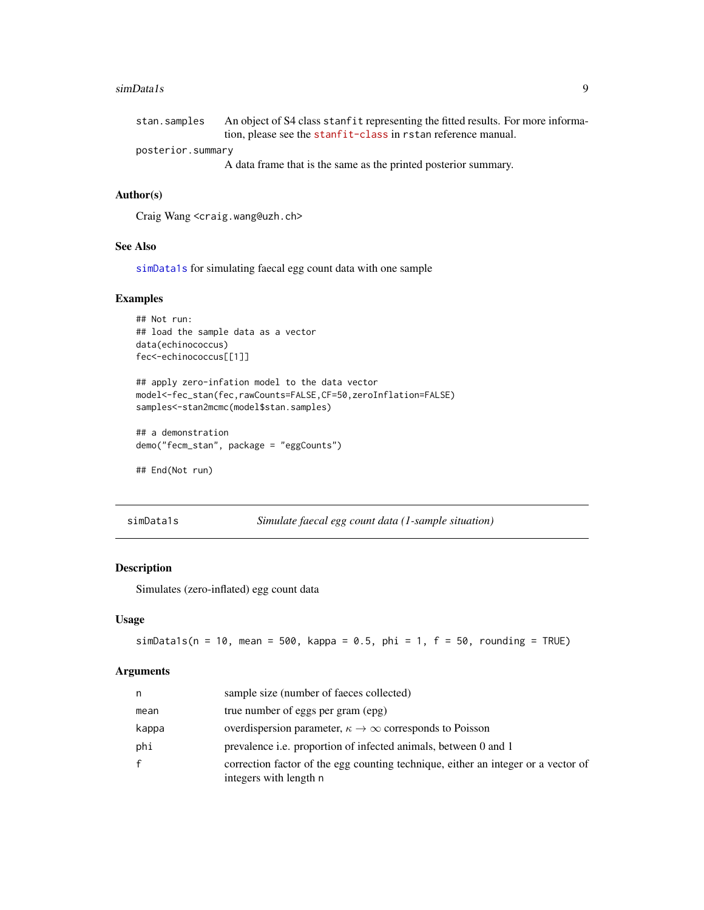| | |
|---|---|
| stan.samples | An object of S4 class stanfit representing the fitted results. For more information, please see the stanfit-class in rstan reference manual. |
| posterior.summary | A data frame that is the same as the printed posterior summary. |

### Author(s)

Craig Wang <craig.wang@uzh.ch>

### See Also

simData1s for simulating faecal egg count data with one sample

### Examples

```
## Not run:
## load the sample data as a vector
data(echinococcus)
fec<-echinococcus[[1]]

## apply zero-infation model to the data vector
model<-fec_stan(fec,rawCounts=FALSE,CF=50,zeroInflation=FALSE)
samples<-stan2mcmc(model$stan.samples)

## a demonstration
demo("fecm_stan", package = "eggCounts")

## End(Not run)
```

---

## simData1s — *Simulate faecal egg count data (1-sample situation)*

### Description

Simulates (zero-inflated) egg count data

### Usage

```
simData1s(n = 10, mean = 500, kappa = 0.5, phi = 1, f = 50, rounding = TRUE)
```

### Arguments

| | |
|---|---|
| n | sample size (number of faeces collected) |
| mean | true number of eggs per gram (epg) |
| kappa | overdispersion parameter, $\kappa \to \infty$ corresponds to Poisson |
| phi | prevalence i.e. proportion of infected animals, between 0 and 1 |
| f | correction factor of the egg counting technique, either an integer or a vector of integers with length n |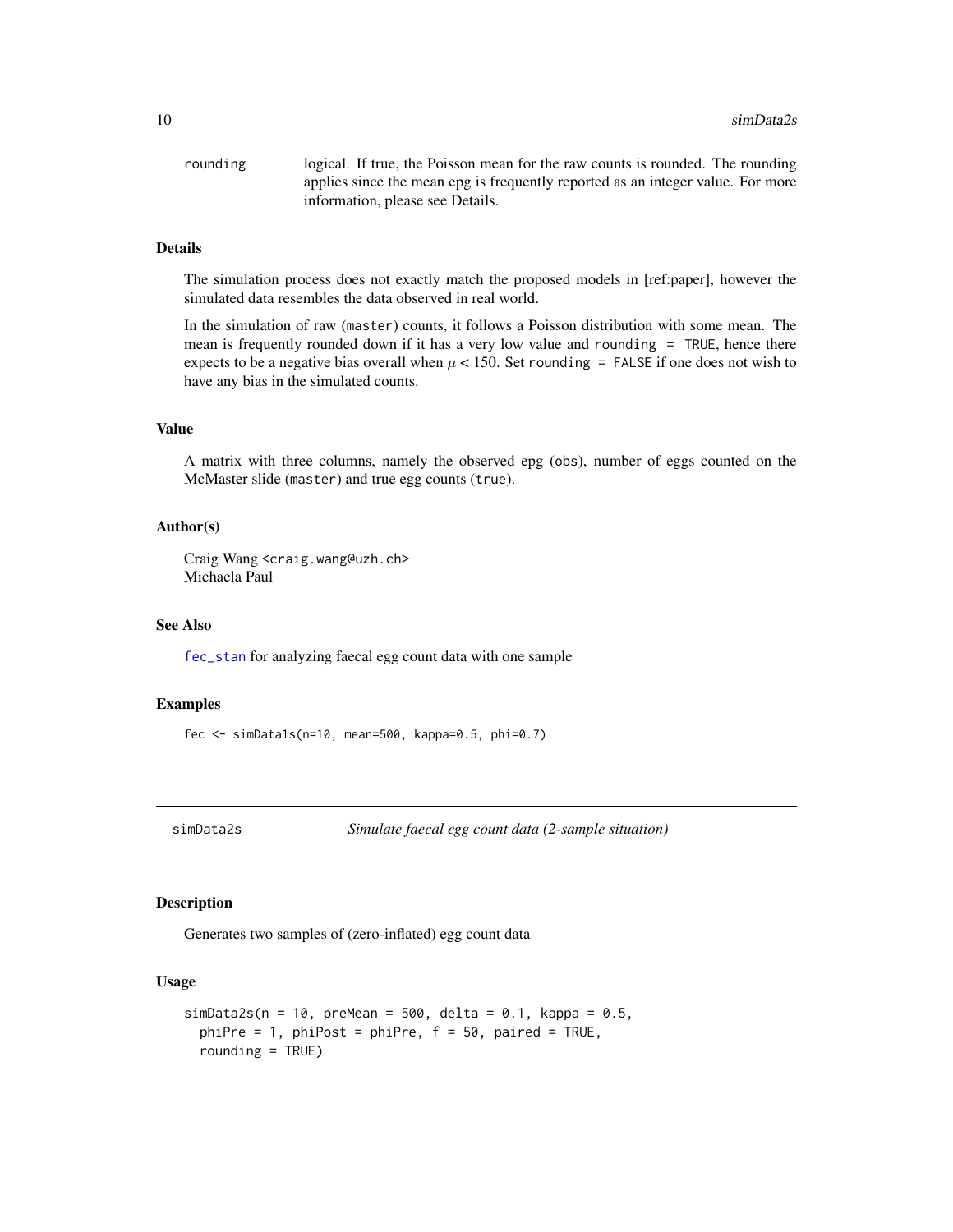rounding logical. If true, the Poisson mean for the raw counts is rounded. The rounding applies since the mean epg is frequently reported as an integer value. For more information, please see Details.

### Details

The simulation process does not exactly match the proposed models in [ref:paper], however the simulated data resembles the data observed in real world.

In the simulation of raw (`master`) counts, it follows a Poisson distribution with some mean. The mean is frequently rounded down if it has a very low value and `rounding = TRUE`, hence there expects to be a negative bias overall when $\mu < 150$. Set `rounding = FALSE` if one does not wish to have any bias in the simulated counts.

### Value

A matrix with three columns, namely the observed epg (`obs`), number of eggs counted on the McMaster slide (`master`) and true egg counts (`true`).

### Author(s)

Craig Wang <craig.wang@uzh.ch>
Michaela Paul

### See Also

`fec_stan` for analyzing faecal egg count data with one sample

### Examples

```
fec <- simData1s(n=10, mean=500, kappa=0.5, phi=0.7)
```

---

## simData2s — *Simulate faecal egg count data (2-sample situation)*

### Description

Generates two samples of (zero-inflated) egg count data

### Usage

```
simData2s(n = 10, preMean = 500, delta = 0.1, kappa = 0.5,
  phiPre = 1, phiPost = phiPre, f = 50, paired = TRUE,
  rounding = TRUE)
```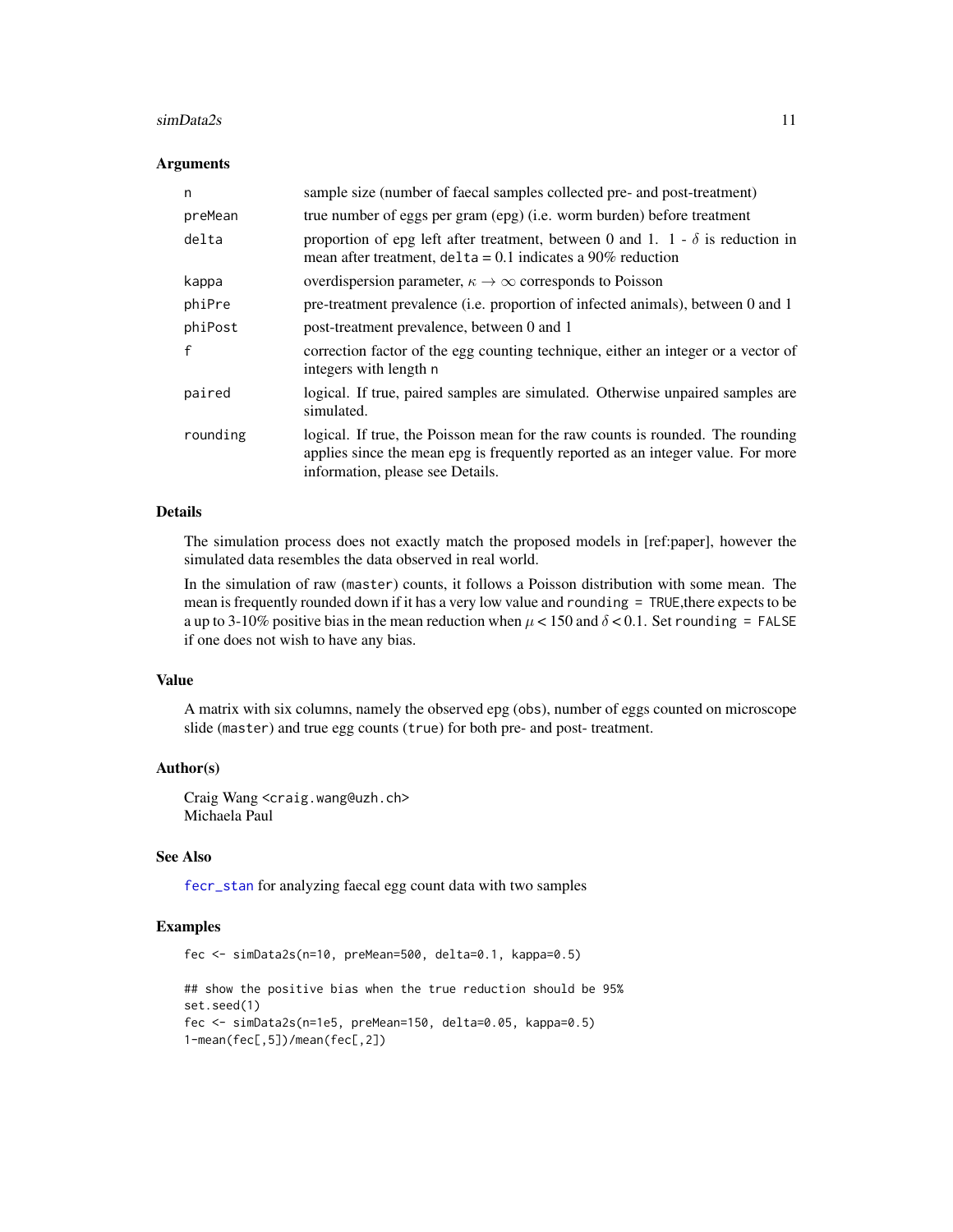### Arguments

| | |
|---|---|
| n | sample size (number of faecal samples collected pre- and post-treatment) |
| preMean | true number of eggs per gram (epg) (i.e. worm burden) before treatment |
| delta | proportion of epg left after treatment, between 0 and 1. 1 - $\delta$ is reduction in mean after treatment, delta = 0.1 indicates a 90% reduction |
| kappa | overdispersion parameter, $\kappa \to \infty$ corresponds to Poisson |
| phiPre | pre-treatment prevalence (i.e. proportion of infected animals), between 0 and 1 |
| phiPost | post-treatment prevalence, between 0 and 1 |
| f | correction factor of the egg counting technique, either an integer or a vector of integers with length n |
| paired | logical. If true, paired samples are simulated. Otherwise unpaired samples are simulated. |
| rounding | logical. If true, the Poisson mean for the raw counts is rounded. The rounding applies since the mean epg is frequently reported as an integer value. For more information, please see Details. |

### Details

The simulation process does not exactly match the proposed models in [ref:paper], however the simulated data resembles the data observed in real world.

In the simulation of raw (master) counts, it follows a Poisson distribution with some mean. The mean is frequently rounded down if it has a very low value and rounding = TRUE,there expects to be a up to 3-10% positive bias in the mean reduction when $\mu < 150$ and $\delta < 0.1$. Set rounding = FALSE if one does not wish to have any bias.

### Value

A matrix with six columns, namely the observed epg (obs), number of eggs counted on microscope slide (master) and true egg counts (true) for both pre- and post- treatment.

### Author(s)

Craig Wang <craig.wang@uzh.ch>
Michaela Paul

### See Also

fecr_stan for analyzing faecal egg count data with two samples

### Examples

```
fec <- simData2s(n=10, preMean=500, delta=0.1, kappa=0.5)

## show the positive bias when the true reduction should be 95%
set.seed(1)
fec <- simData2s(n=1e5, preMean=150, delta=0.05, kappa=0.5)
1-mean(fec[,5])/mean(fec[,2])
```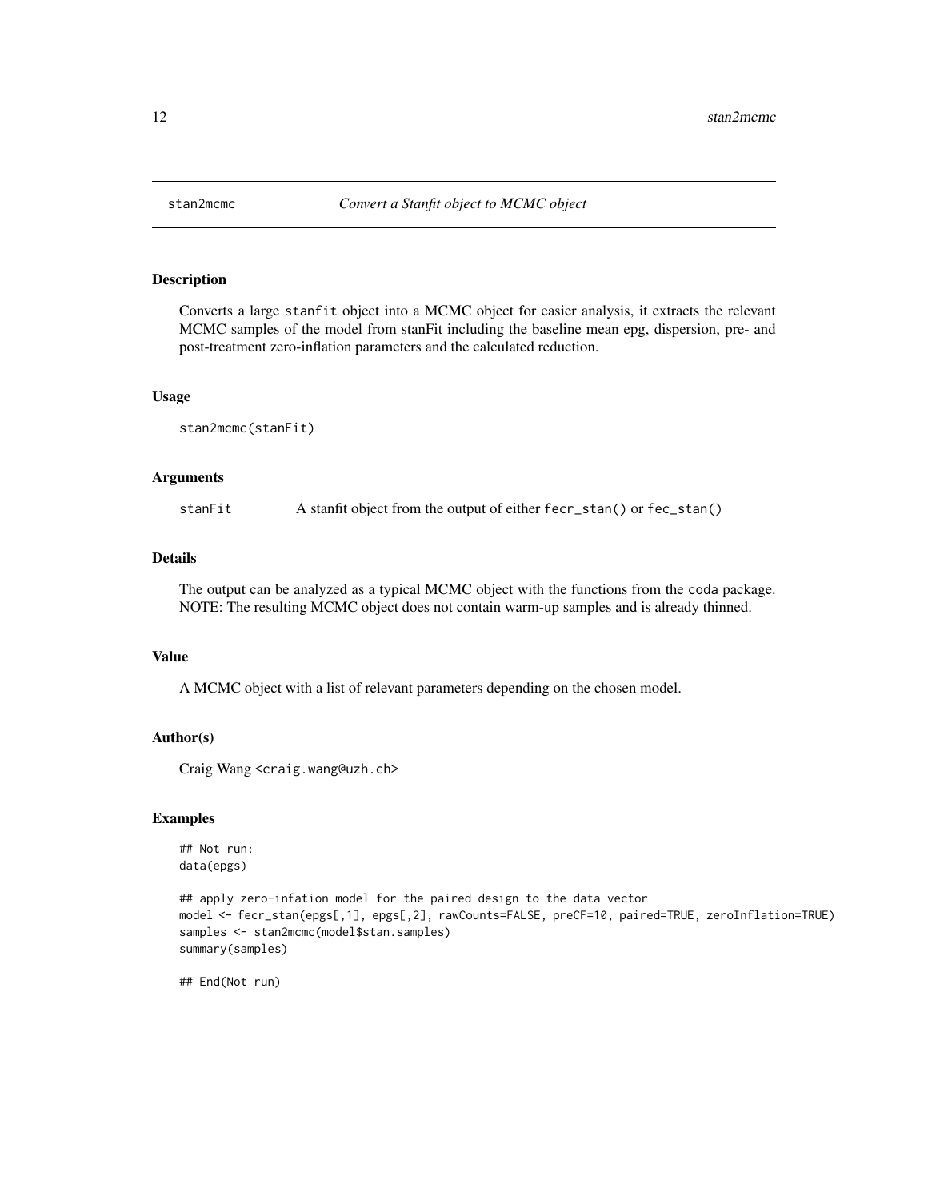## stan2mcmc *Convert a Stanfit object to MCMC object*

### Description

Converts a large `stanfit` object into a MCMC object for easier analysis, it extracts the relevant MCMC samples of the model from stanFit including the baseline mean epg, dispersion, pre- and post-treatment zero-inflation parameters and the calculated reduction.

### Usage

```
stan2mcmc(stanFit)
```

### Arguments

| | |
|---|---|
| stanFit | A stanfit object from the output of either `fecr_stan()` or `fec_stan()` |

### Details

The output can be analyzed as a typical MCMC object with the functions from the `coda` package. NOTE: The resulting MCMC object does not contain warm-up samples and is already thinned.

### Value

A MCMC object with a list of relevant parameters depending on the chosen model.

### Author(s)

Craig Wang <craig.wang@uzh.ch>

### Examples

```
## Not run:
data(epgs)

## apply zero-infation model for the paired design to the data vector
model <- fecr_stan(epgs[,1], epgs[,2], rawCounts=FALSE, preCF=10, paired=TRUE, zeroInflation=TRUE)
samples <- stan2mcmc(model$stan.samples)
summary(samples)

## End(Not run)
```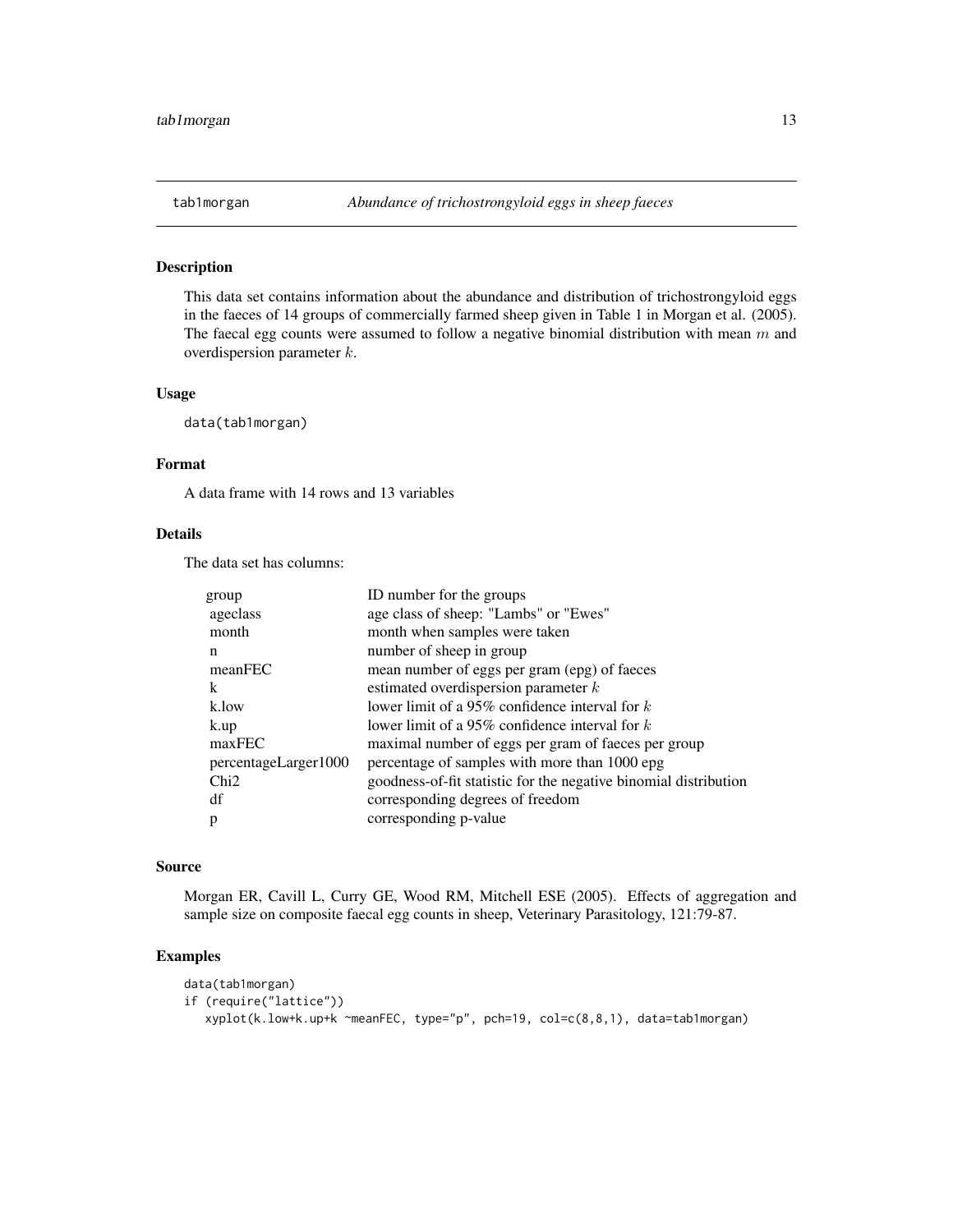`tab1morgan` *Abundance of trichostrongyloid eggs in sheep faeces*

## Description

This data set contains information about the abundance and distribution of trichostrongyloid eggs in the faeces of 14 groups of commercially farmed sheep given in Table 1 in Morgan et al. (2005). The faecal egg counts were assumed to follow a negative binomial distribution with mean $m$ and overdispersion parameter $k$.

## Usage

```
data(tab1morgan)
```

## Format

A data frame with 14 rows and 13 variables

## Details

The data set has columns:

| | |
|---|---|
| group | ID number for the groups |
| ageclass | age class of sheep: "Lambs" or "Ewes" |
| month | month when samples were taken |
| n | number of sheep in group |
| meanFEC | mean number of eggs per gram (epg) of faeces |
| k | estimated overdispersion parameter $k$ |
| k.low | lower limit of a 95% confidence interval for $k$ |
| k.up | lower limit of a 95% confidence interval for $k$ |
| maxFEC | maximal number of eggs per gram of faeces per group |
| percentageLarger1000 | percentage of samples with more than 1000 epg |
| Chi2 | goodness-of-fit statistic for the negative binomial distribution |
| df | corresponding degrees of freedom |
| p | corresponding p-value |

## Source

Morgan ER, Cavill L, Curry GE, Wood RM, Mitchell ESE (2005). Effects of aggregation and sample size on composite faecal egg counts in sheep, Veterinary Parasitology, 121:79-87.

## Examples

```
data(tab1morgan)
if (require("lattice"))
   xyplot(k.low+k.up+k ~meanFEC, type="p", pch=19, col=c(8,8,1), data=tab1morgan)
```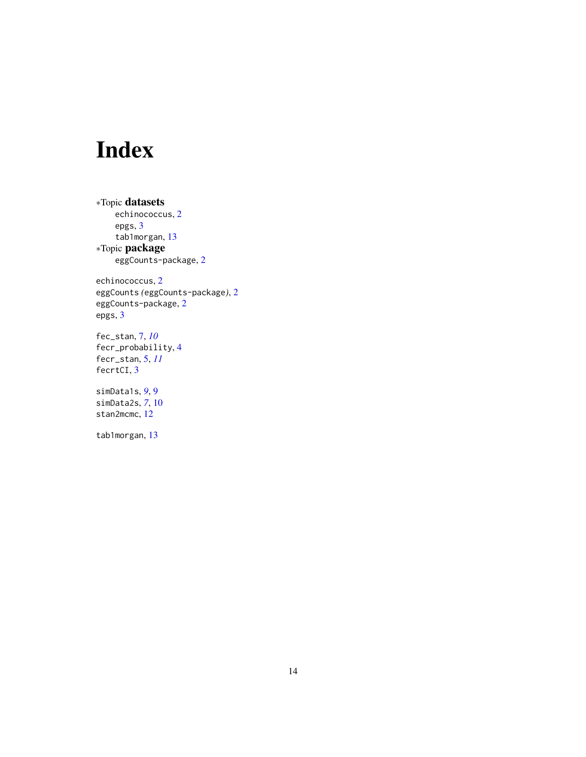# Index

∗Topic **datasets**
    echinococcus, 2
    epgs, 3
    tab1morgan, 13
∗Topic **package**
    eggCounts-package, 2

echinococcus, 2
eggCounts *(*eggCounts-package*)*, 2
eggCounts-package, 2
epgs, 3

fec_stan, 7, *10*
fecr_probability, 4
fecr_stan, 5, *11*
fecrtCI, 3

simData1s, *9*, 9
simData2s, *7*, 10
stan2mcmc, 12

tab1morgan, 13